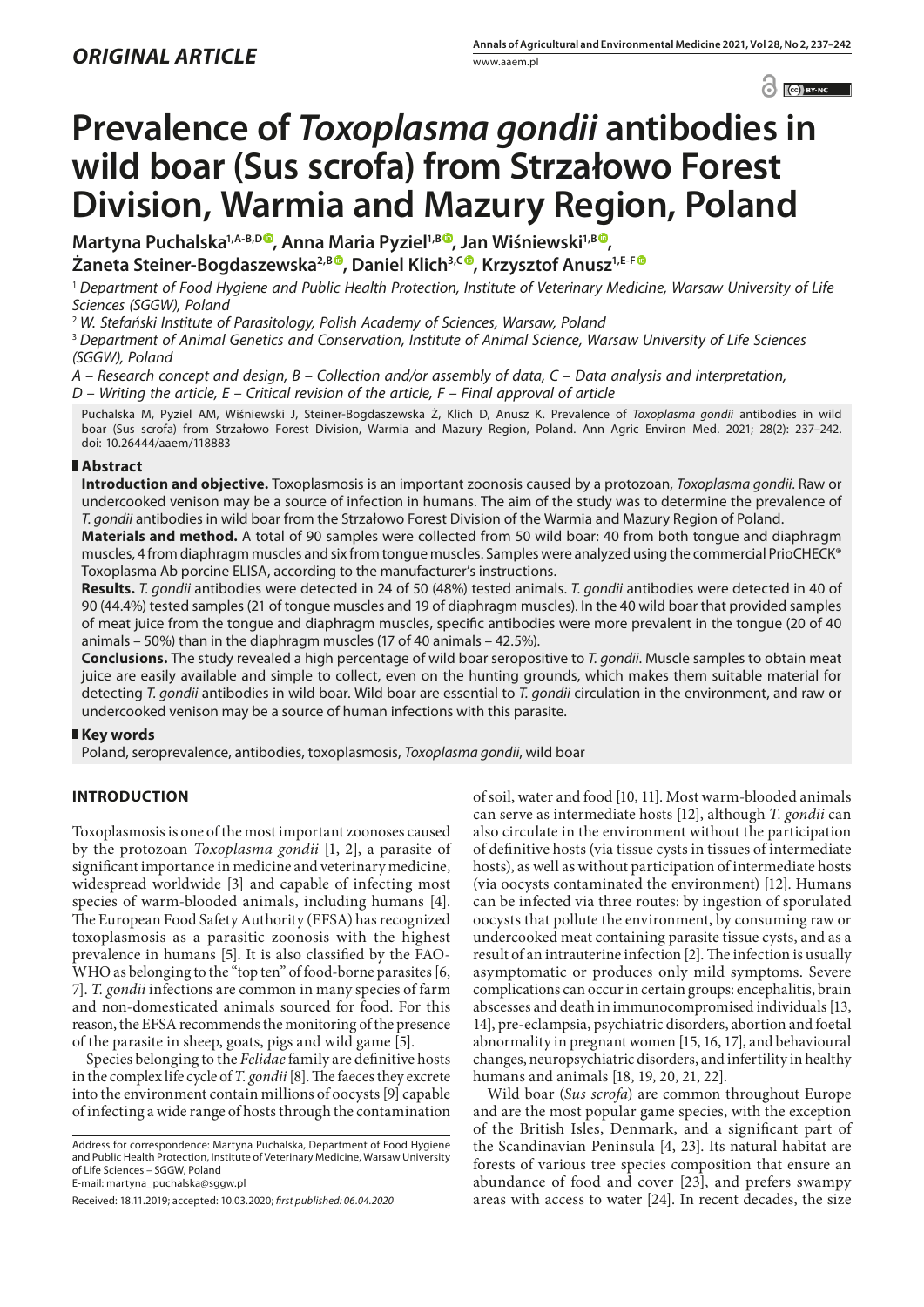*ORIGINAL ARTICLE*

# Prevalence of *Toxoplasma gondii* antibodies in wild boar (Sus scrofa) from Strzałowo Forest Division, Warmia and Mazury Region, Poland

**Martyna Puchalska[1,A-B,D], Anna Maria Pyziel[1,B], Jan Wiśniewski[1,B], Żaneta Steiner-Bogdaszewska[2,B], Daniel Klich[3,C], Krzysztof Anusz[1,E-F]**

[1] *Department of Food Hygiene and Public Health Protection, Institute of Veterinary Medicine, Warsaw University of Life Sciences (SGGW), Poland*

[2] *W. Stefański Institute of Parasitology, Polish Academy of Sciences, Warsaw, Poland*

[3] *Department of Animal Genetics and Conservation, Institute of Animal Science, Warsaw University of Life Sciences (SGGW), Poland*

*A – Research concept and design, B – Collection and/or assembly of data, C – Data analysis and interpretation, D – Writing the article, E – Critical revision of the article, F – Final approval of article*

Puchalska M, Pyziel AM, Wiśniewski J, Steiner-Bogdaszewska Ż, Klich D, Anusz K. Prevalence of *Toxoplasma gondii* antibodies in wild boar (Sus scrofa) from the Strzałowo Forest Division, Warmia and Mazury Region, Poland. Ann Agric Environ Med. 2021; 28(2): 237–242. doi: 10.26444/aaem/118883

## Abstract

**Introduction and objective.** Toxoplasmosis is an important zoonosis caused by a protozoan, *Toxoplasma gondii*. Raw or undercooked venison may be a source of infection in humans. The aim of the study was to determine the prevalence of *T. gondii* antibodies in wild boar from the Strzałowo Forest Division of the Warmia and Mazury Region of Poland.

**Materials and method.** A total of 90 samples were collected from 50 wild boar: 40 from both tongue and diaphragm muscles, 4 from diaphragm muscles and six from tongue muscles. Samples were analyzed using the commercial PrioCHECK® Toxoplasma Ab porcine ELISA, according to the manufacturer's instructions.

**Results.** *T. gondii* antibodies were detected in 24 of 50 (48%) tested animals. *T. gondii* antibodies were detected in 40 of 90 (44.4%) tested samples (21 of tongue muscles and 19 of diaphragm muscles). In the 40 wild boar that provided samples of meat juice from the tongue and diaphragm muscles, specific antibodies were more prevalent in the tongue (20 of 40 animals – 50%) than in the diaphragm muscles (17 of 40 animals – 42.5%).

**Conclusions.** The study revealed a high percentage of wild boar seropositive to *T. gondii*. Muscle samples to obtain meat juice are easily available and simple to collect, even on the hunting grounds, which makes them suitable material for detecting *T. gondii* antibodies in wild boar. Wild boar are essential to *T. gondii* circulation in the environment, and raw or undercooked venison may be a source of human infections with this parasite.

## Key words

Poland, seroprevalence, antibodies, toxoplasmosis, *Toxoplasma gondii*, wild boar

## INTRODUCTION

Toxoplasmosis is one of the most important zoonoses caused by the protozoan *Toxoplasma gondii* [1, 2], a parasite of significant importance in medicine and veterinary medicine, widespread worldwide [3] and capable of infecting most species of warm-blooded animals, including humans [4]. The European Food Safety Authority (EFSA) has recognized toxoplasmosis as a parasitic zoonosis with the highest prevalence in humans [5]. It is also classified by the FAO-WHO as belonging to the "top ten" of food-borne parasites [6, 7]. *T. gondii* infections are common in many species of farm and non-domesticated animals sourced for food. For this reason, the EFSA recommends the monitoring of the presence of the parasite in sheep, goats, pigs and wild game [5].

Species belonging to the *Felidae* family are definitive hosts in the complex life cycle of *T. gondii* [8]. The faeces they excrete into the environment contain millions of oocysts [9] capable of infecting a wide range of hosts through the contamination of soil, water and food [10, 11]. Most warm-blooded animals can serve as intermediate hosts [12], although *T. gondii* can also circulate in the environment without the participation of definitive hosts (via tissue cysts in tissues of intermediate hosts), as well as without participation of intermediate hosts (via oocysts contaminated the environment) [12]. Humans can be infected via three routes: by ingestion of sporulated oocysts that pollute the environment, by consuming raw or undercooked meat containing parasite tissue cysts, and as a result of an intrauterine infection [2]. The infection is usually asymptomatic or produces only mild symptoms. Severe complications can occur in certain groups: encephalitis, brain abscesses and death in immunocompromised individuals [13, 14], pre-eclampsia, psychiatric disorders, abortion and foetal abnormality in pregnant women [15, 16, 17], and behavioural changes, neuropsychiatric disorders, and infertility in healthy humans and animals [18, 19, 20, 21, 22].

Wild boar (*Sus scrofa*) are common throughout Europe and are the most popular game species, with the exception of the British Isles, Denmark, and a significant part of the Scandinavian Peninsula [4, 23]. Its natural habitat are forests of various tree species composition that ensure an abundance of food and cover [23], and prefers swampy areas with access to water [24]. In recent decades, the size

Address for correspondence: Martyna Puchalska, Department of Food Hygiene and Public Health Protection, Institute of Veterinary Medicine, Warsaw University of Life Sciences – SGGW, Poland
E-mail: martyna_puchalska@sggw.pl

Received: 18.11.2019; accepted: 10.03.2020; *first published: 06.04.2020*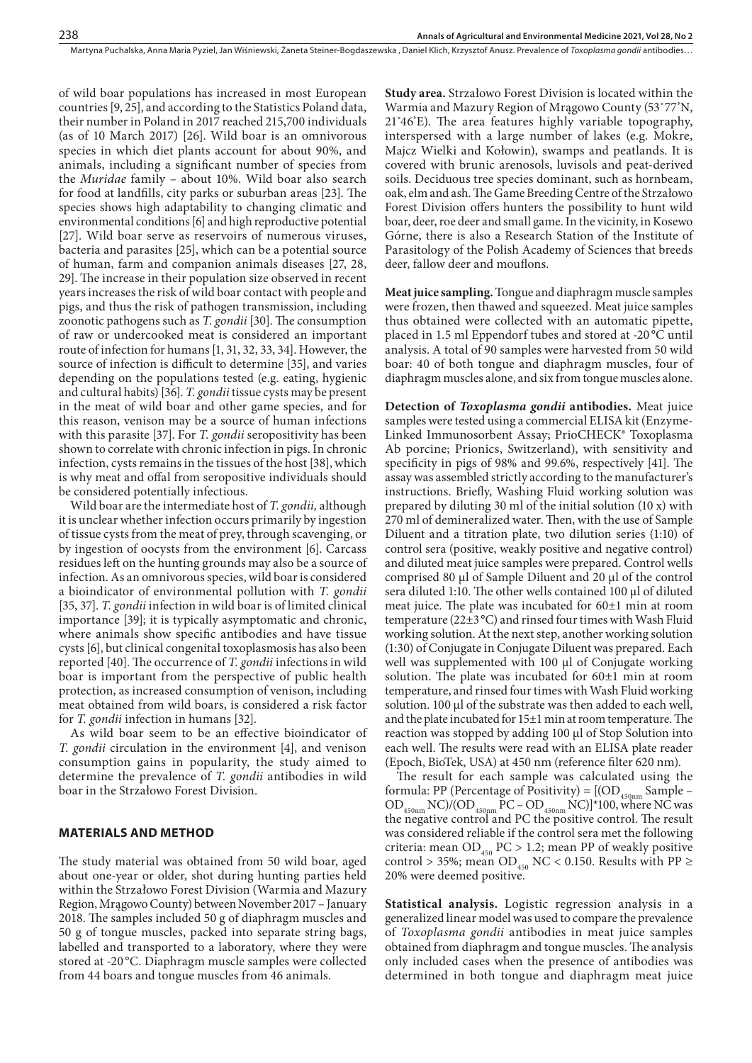of wild boar populations has increased in most European countries [9, 25], and according to the Statistics Poland data, their number in Poland in 2017 reached 215,700 individuals (as of 10 March 2017) [26]. Wild boar is an omnivorous species in which diet plants account for about 90%, and animals, including a significant number of species from the *Muridae* family – about 10%. Wild boar also search for food at landfills, city parks or suburban areas [23]. The species shows high adaptability to changing climatic and environmental conditions [6] and high reproductive potential [27]. Wild boar serve as reservoirs of numerous viruses, bacteria and parasites [25], which can be a potential source of human, farm and companion animals diseases [27, 28, 29]. The increase in their population size observed in recent years increases the risk of wild boar contact with people and pigs, and thus the risk of pathogen transmission, including zoonotic pathogens such as *T. gondii* [30]. The consumption of raw or undercooked meat is considered an important route of infection for humans [1, 31, 32, 33, 34]. However, the source of infection is difficult to determine [35], and varies depending on the populations tested (e.g. eating, hygienic and cultural habits) [36]. *T. gondii* tissue cysts may be present in the meat of wild boar and other game species, and for this reason, venison may be a source of human infections with this parasite [37]. For *T. gondii* seropositivity has been shown to correlate with chronic infection in pigs. In chronic infection, cysts remains in the tissues of the host [38], which is why meat and offal from seropositive individuals should be considered potentially infectious.

Wild boar are the intermediate host of *T. gondii,* although it is unclear whether infection occurs primarily by ingestion of tissue cysts from the meat of prey, through scavenging, or by ingestion of oocysts from the environment [6]. Carcass residues left on the hunting grounds may also be a source of infection. As an omnivorous species, wild boar is considered a bioindicator of environmental pollution with *T. gondii* [35, 37]. *T. gondii* infection in wild boar is of limited clinical importance [39]; it is typically asymptomatic and chronic, where animals show specific antibodies and have tissue cysts [6], but clinical congenital toxoplasmosis has also been reported [40]. The occurrence of *T. gondii* infections in wild boar is important from the perspective of public health protection, as increased consumption of venison, including meat obtained from wild boars, is considered a risk factor for *T. gondii* infection in humans [32].

As wild boar seem to be an effective bioindicator of *T. gondii* circulation in the environment [4], and venison consumption gains in popularity, the study aimed to determine the prevalence of *T. gondii* antibodies in wild boar in the Strzałowo Forest Division.

## MATERIALS AND METHOD

The study material was obtained from 50 wild boar, aged about one-year or older, shot during hunting parties held within the Strzałowo Forest Division (Warmia and Mazury Region, Mrągowo County) between November 2017 – January 2018. The samples included 50 g of diaphragm muscles and 50 g of tongue muscles, packed into separate string bags, labelled and transported to a laboratory, where they were stored at -20 °C. Diaphragm muscle samples were collected from 44 boars and tongue muscles from 46 animals.

**Study area.** Strzałowo Forest Division is located within the Warmia and Mazury Region of Mrągowo County (53˚77'N, 21˚46'E). The area features highly variable topography, interspersed with a large number of lakes (e.g. Mokre, Majcz Wielki and Kołowin), swamps and peatlands. It is covered with brunic arenosols, luvisols and peat-derived soils. Deciduous tree species dominant, such as hornbeam, oak, elm and ash. The Game Breeding Centre of the Strzałowo Forest Division offers hunters the possibility to hunt wild boar, deer, roe deer and small game. In the vicinity, in Kosewo Górne, there is also a Research Station of the Institute of Parasitology of the Polish Academy of Sciences that breeds deer, fallow deer and mouflons.

**Meat juice sampling.** Tongue and diaphragm muscle samples were frozen, then thawed and squeezed. Meat juice samples thus obtained were collected with an automatic pipette, placed in 1.5 ml Eppendorf tubes and stored at -20 °C until analysis. A total of 90 samples were harvested from 50 wild boar: 40 of both tongue and diaphragm muscles, four of diaphragm muscles alone, and six from tongue muscles alone.

**Detection of *Toxoplasma gondii* antibodies.** Meat juice samples were tested using a commercial ELISA kit (Enzyme-Linked Immunosorbent Assay; PrioCHECK® Toxoplasma Ab porcine; Prionics, Switzerland), with sensitivity and specificity in pigs of 98% and 99.6%, respectively [41]. The assay was assembled strictly according to the manufacturer's instructions. Briefly, Washing Fluid working solution was prepared by diluting 30 ml of the initial solution (10 x) with 270 ml of demineralized water. Then, with the use of Sample Diluent and a titration plate, two dilution series (1:10) of control sera (positive, weakly positive and negative control) and diluted meat juice samples were prepared. Control wells comprised 80 μl of Sample Diluent and 20 μl of the control sera diluted 1:10. The other wells contained 100 μl of diluted meat juice. The plate was incubated for 60±1 min at room temperature (22±3 °C) and rinsed four times with Wash Fluid working solution. At the next step, another working solution (1:30) of Conjugate in Conjugate Diluent was prepared. Each well was supplemented with 100 μl of Conjugate working solution. The plate was incubated for 60±1 min at room temperature, and rinsed four times with Wash Fluid working solution. 100 μl of the substrate was then added to each well, and the plate incubated for 15±1 min at room temperature. The reaction was stopped by adding 100 μl of Stop Solution into each well. The results were read with an ELISA plate reader (Epoch, BioTek, USA) at 450 nm (reference filter 620 nm).

The result for each sample was calculated using the formula: PP (Percentage of Positivity) = $[(OD_{450nm}$ Sample – $OD_{450nm}$ NC)/($OD_{450nm}$ PC – $OD_{450nm}$ NC)]*100, where NC was the negative control and PC the positive control. The result was considered reliable if the control sera met the following criteria: mean $OD_{450}$ PC > 1.2; mean PP of weakly positive control > 35%; mean $OD_{450}$ NC < 0.150. Results with PP ≥ 20% were deemed positive.

**Statistical analysis.** Logistic regression analysis in a generalized linear model was used to compare the prevalence of *Toxoplasma gondii* antibodies in meat juice samples obtained from diaphragm and tongue muscles. The analysis only included cases when the presence of antibodies was determined in both tongue and diaphragm meat juice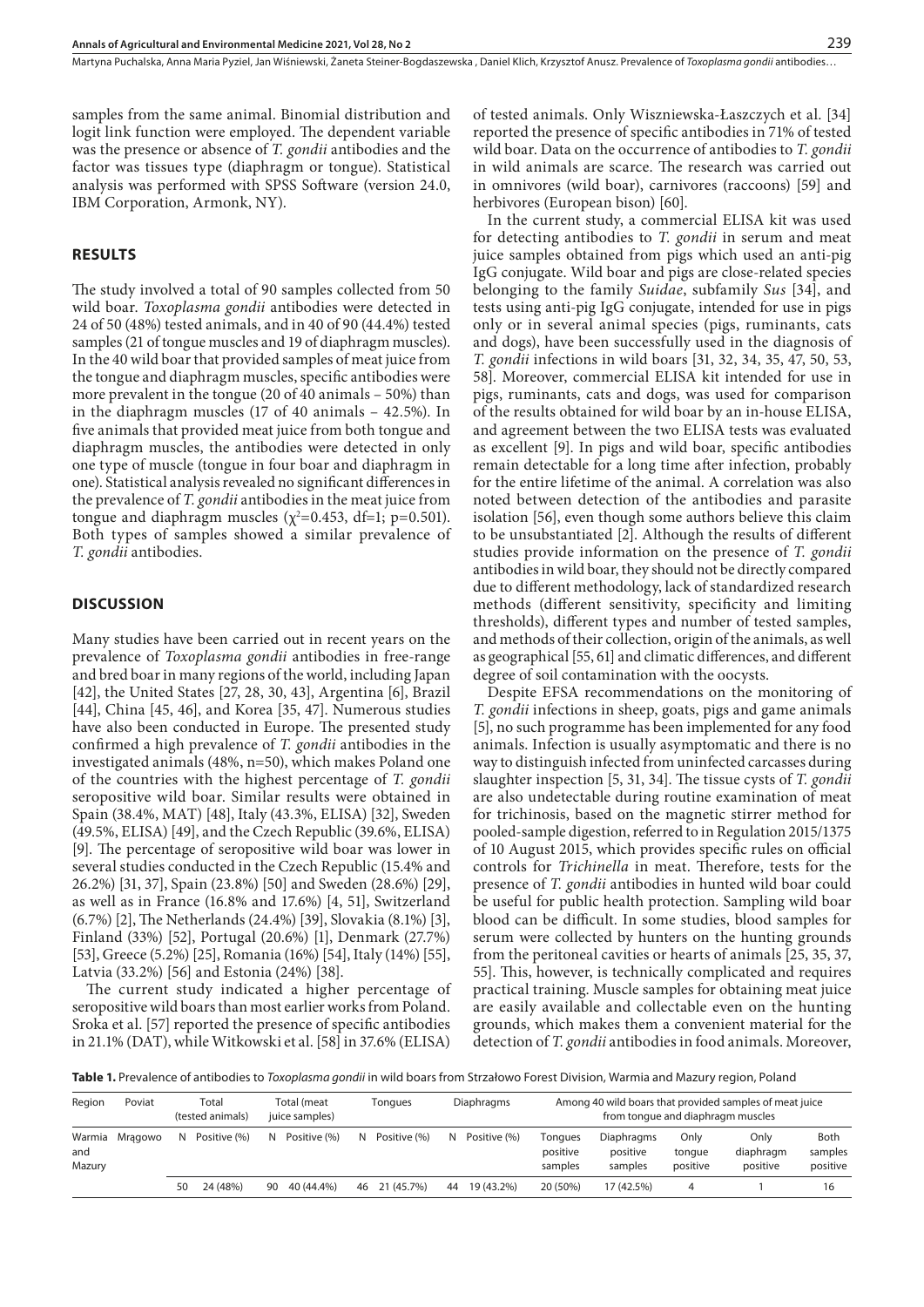samples from the same animal. Binomial distribution and logit link function were employed. The dependent variable was the presence or absence of *T. gondii* antibodies and the factor was tissues type (diaphragm or tongue). Statistical analysis was performed with SPSS Software (version 24.0, IBM Corporation, Armonk, NY).

## RESULTS

The study involved a total of 90 samples collected from 50 wild boar. *Toxoplasma gondii* antibodies were detected in 24 of 50 (48%) tested animals, and in 40 of 90 (44.4%) tested samples (21 of tongue muscles and 19 of diaphragm muscles). In the 40 wild boar that provided samples of meat juice from the tongue and diaphragm muscles, specific antibodies were more prevalent in the tongue (20 of 40 animals – 50%) than in the diaphragm muscles (17 of 40 animals – 42.5%). In five animals that provided meat juice from both tongue and diaphragm muscles, the antibodies were detected in only one type of muscle (tongue in four boar and diaphragm in one). Statistical analysis revealed no significant differences in the prevalence of *T. gondii* antibodies in the meat juice from tongue and diaphragm muscles ($\chi^2$=0.453, df=1; p=0.501). Both types of samples showed a similar prevalence of *T. gondii* antibodies.

## DISCUSSION

Many studies have been carried out in recent years on the prevalence of *Toxoplasma gondii* antibodies in free-range and bred boar in many regions of the world, including Japan [42], the United States [27, 28, 30, 43], Argentina [6], Brazil [44], China [45, 46], and Korea [35, 47]. Numerous studies have also been conducted in Europe. The presented study confirmed a high prevalence of *T. gondii* antibodies in the investigated animals (48%, n=50), which makes Poland one of the countries with the highest percentage of *T. gondii* seropositive wild boar. Similar results were obtained in Spain (38.4%, MAT) [48], Italy (43.3%, ELISA) [32], Sweden (49.5%, ELISA) [49], and the Czech Republic (39.6%, ELISA) [9]. The percentage of seropositive wild boar was lower in several studies conducted in the Czech Republic (15.4% and 26.2%) [31, 37], Spain (23.8%) [50] and Sweden (28.6%) [29], as well as in France (16.8% and 17.6%) [4, 51], Switzerland (6.7%) [2], The Netherlands (24.4%) [39], Slovakia (8.1%) [3], Finland (33%) [52], Portugal (20.6%) [1], Denmark (27.7%) [53], Greece (5.2%) [25], Romania (16%) [54], Italy (14%) [55], Latvia (33.2%) [56] and Estonia (24%) [38].

The current study indicated a higher percentage of seropositive wild boars than most earlier works from Poland. Sroka et al. [57] reported the presence of specific antibodies in 21.1% (DAT), while Witkowski et al. [58] in 37.6% (ELISA) of tested animals. Only Wiszniewska-Łaszczych et al. [34] reported the presence of specific antibodies in 71% of tested wild boar. Data on the occurrence of antibodies to *T. gondii* in wild animals are scarce. The research was carried out in omnivores (wild boar), carnivores (raccoons) [59] and herbivores (European bison) [60].

In the current study, a commercial ELISA kit was used for detecting antibodies to *T. gondii* in serum and meat juice samples obtained from pigs which used an anti-pig IgG conjugate. Wild boar and pigs are close-related species belonging to the family *Suidae*, subfamily *Sus* [34], and tests using anti-pig IgG conjugate, intended for use in pigs only or in several animal species (pigs, ruminants, cats and dogs), have been successfully used in the diagnosis of *T. gondii* infections in wild boars [31, 32, 34, 35, 47, 50, 53, 58]. Moreover, commercial ELISA kit intended for use in pigs, ruminants, cats and dogs, was used for comparison of the results obtained for wild boar by an in-house ELISA, and agreement between the two ELISA tests was evaluated as excellent [9]. In pigs and wild boar, specific antibodies remain detectable for a long time after infection, probably for the entire lifetime of the animal. A correlation was also noted between detection of the antibodies and parasite isolation [56], even though some authors believe this claim to be unsubstantiated [2]. Although the results of different studies provide information on the presence of *T. gondii* antibodies in wild boar, they should not be directly compared due to different methodology, lack of standardized research methods (different sensitivity, specificity and limiting thresholds), different types and number of tested samples, and methods of their collection, origin of the animals, as well as geographical [55, 61] and climatic differences, and different degree of soil contamination with the oocysts.

Despite EFSA recommendations on the monitoring of *T. gondii* infections in sheep, goats, pigs and game animals [5], no such programme has been implemented for any food animals. Infection is usually asymptomatic and there is no way to distinguish infected from uninfected carcasses during slaughter inspection [5, 31, 34]. The tissue cysts of *T. gondii* are also undetectable during routine examination of meat for trichinosis, based on the magnetic stirrer method for pooled-sample digestion, referred to in Regulation 2015/1375 of 10 August 2015, which provides specific rules on official controls for *Trichinella* in meat. Therefore, tests for the presence of *T. gondii* antibodies in hunted wild boar could be useful for public health protection. Sampling wild boar blood can be difficult. In some studies, blood samples for serum were collected by hunters on the hunting grounds from the peritoneal cavities or hearts of animals [25, 35, 37, 55]. This, however, is technically complicated and requires practical training. Muscle samples for obtaining meat juice are easily available and collectable even on the hunting grounds, which makes them a convenient material for the detection of *T. gondii* antibodies in food animals. Moreover,

**Table 1.** Prevalence of antibodies to *Toxoplasma gondii* in wild boars from Strzałowo Forest Division, Warmia and Mazury region, Poland

| Region | Poviat | Total (tested animals) | | Total (meat juice samples) | | Tongues | | Diaphragms | | Among 40 wild boars that provided samples of meat juice from tongue and diaphragm muscles | | | | |
|---|---|---|---|---|---|---|---|---|---|---|---|---|---|---|
| | | N | Positive (%) | N | Positive (%) | N | Positive (%) | N | Positive (%) | Tongues positive samples | Diaphragms positive samples | Only tongue positive | Only diaphragm positive | Both samples positive |
| Warmia and Mazury | Mrągowo | 50 | 24 (48%) | 90 | 40 (44.4%) | 46 | 21 (45.7%) | 44 | 19 (43.2%) | 20 (50%) | 17 (42.5%) | 4 | 1 | 16 |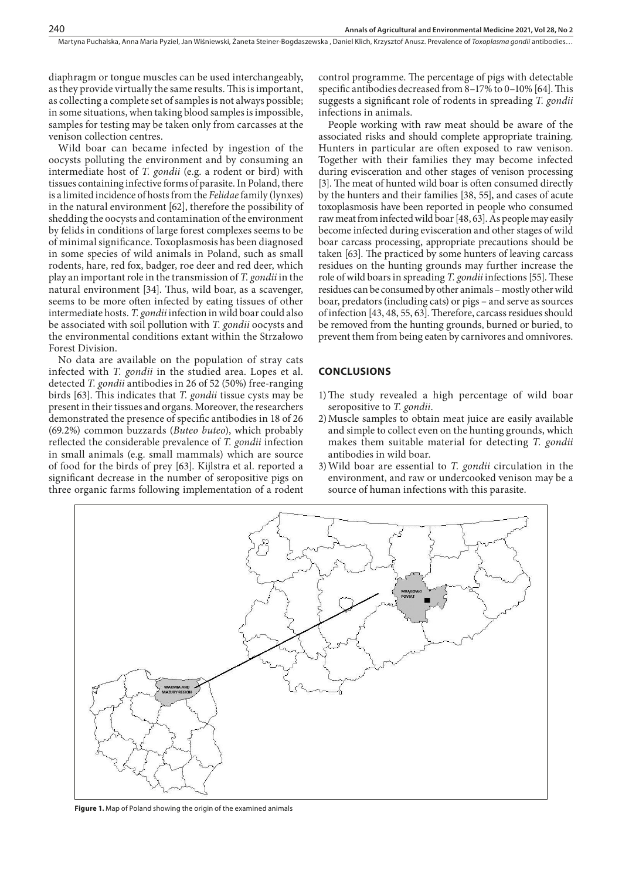diaphragm or tongue muscles can be used interchangeably, as they provide virtually the same results. This is important, as collecting a complete set of samples is not always possible; in some situations, when taking blood samples is impossible, samples for testing may be taken only from carcasses at the venison collection centres.

Wild boar can became infected by ingestion of the oocysts polluting the environment and by consuming an intermediate host of *T. gondii* (e.g. a rodent or bird) with tissues containing infective forms of parasite. In Poland, there is a limited incidence of hosts from the *Felidae* family (lynxes) in the natural environment [62], therefore the possibility of shedding the oocysts and contamination of the environment by felids in conditions of large forest complexes seems to be of minimal significance. Toxoplasmosis has been diagnosed in some species of wild animals in Poland, such as small rodents, hare, red fox, badger, roe deer and red deer, which play an important role in the transmission of *T. gondii* in the natural environment [34]. Thus, wild boar, as a scavenger, seems to be more often infected by eating tissues of other intermediate hosts. *T. gondii* infection in wild boar could also be associated with soil pollution with *T. gondii* oocysts and the environmental conditions extant within the Strzałowo Forest Division.

No data are available on the population of stray cats infected with *T. gondii* in the studied area. Lopes et al. detected *T. gondii* antibodies in 26 of 52 (50%) free-ranging birds [63]. This indicates that *T. gondii* tissue cysts may be present in their tissues and organs. Moreover, the researchers demonstrated the presence of specific antibodies in 18 of 26 (69.2%) common buzzards (*Buteo buteo*), which probably reflected the considerable prevalence of *T. gondii* infection in small animals (e.g. small mammals) which are source of food for the birds of prey [63]. Kijlstra et al. reported a significant decrease in the number of seropositive pigs on three organic farms following implementation of a rodent control programme. The percentage of pigs with detectable specific antibodies decreased from 8–17% to 0–10% [64]. This suggests a significant role of rodents in spreading *T. gondii* infections in animals.

People working with raw meat should be aware of the associated risks and should complete appropriate training. Hunters in particular are often exposed to raw venison. Together with their families they may become infected during evisceration and other stages of venison processing [3]. The meat of hunted wild boar is often consumed directly by the hunters and their families [38, 55], and cases of acute toxoplasmosis have been reported in people who consumed raw meat from infected wild boar [48, 63]. As people may easily become infected during evisceration and other stages of wild boar carcass processing, appropriate precautions should be taken [63]. The practiced by some hunters of leaving carcass residues on the hunting grounds may further increase the role of wild boars in spreading *T. gondii* infections [55]. These residues can be consumed by other animals – mostly other wild boar, predators (including cats) or pigs – and serve as sources of infection [43, 48, 55, 63]. Therefore, carcass residues should be removed from the hunting grounds, burned or buried, to prevent them from being eaten by carnivores and omnivores.

## CONCLUSIONS

1) The study revealed a high percentage of wild boar seropositive to *T. gondii*.
2) Muscle samples to obtain meat juice are easily available and simple to collect even on the hunting grounds, which makes them suitable material for detecting *T. gondii* antibodies in wild boar.
3) Wild boar are essential to *T. gondii* circulation in the environment, and raw or undercooked venison may be a source of human infections with this parasite.

**Figure 1.** Map of Poland showing the origin of the examined animals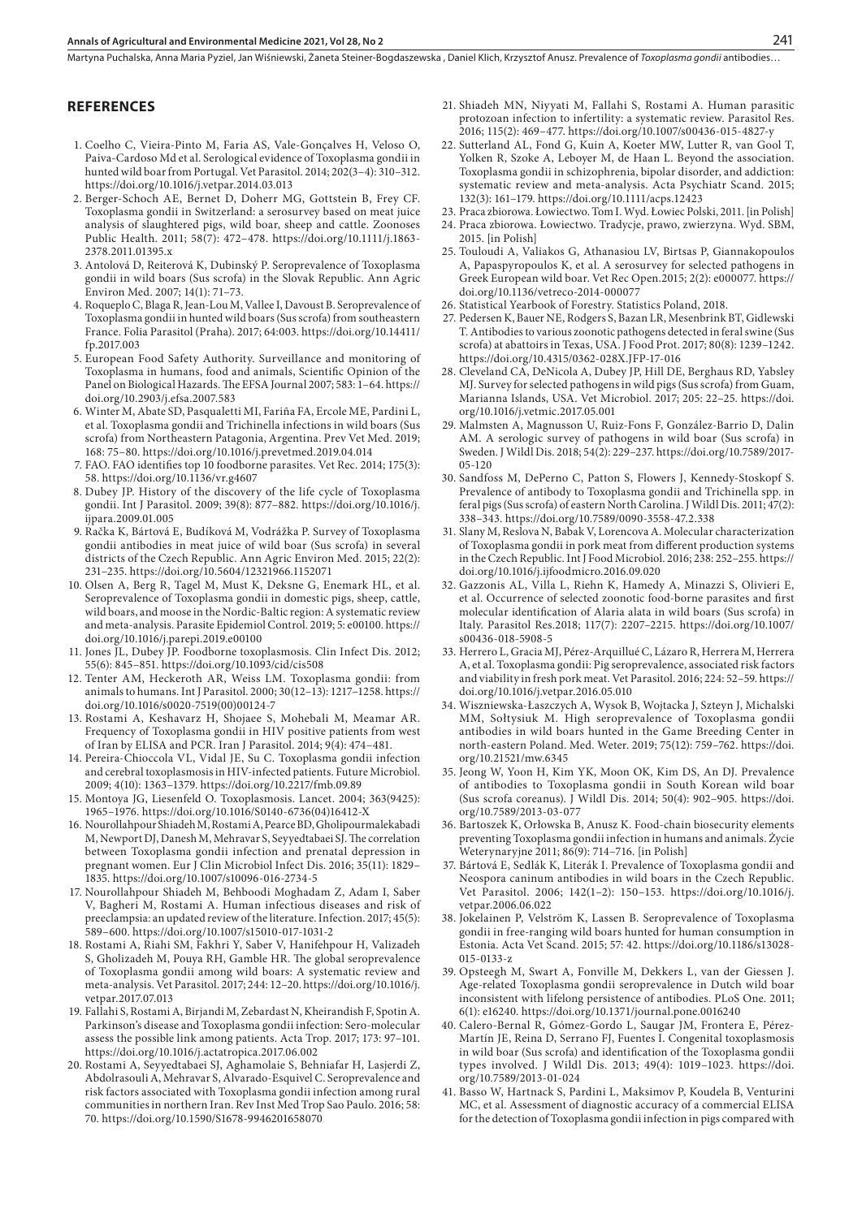## REFERENCES

1. Coelho C, Vieira-Pinto M, Faria AS, Vale-Gonçalves H, Veloso O, Paiva-Cardoso Md et al. Serological evidence of Toxoplasma gondii in hunted wild boar from Portugal. Vet Parasitol. 2014; 202(3–4): 310–312. https://doi.org/10.1016/j.vetpar.2014.03.013
2. Berger-Schoch AE, Bernet D, Doherr MG, Gottstein B, Frey CF. Toxoplasma gondii in Switzerland: a serosurvey based on meat juice analysis of slaughtered pigs, wild boar, sheep and cattle. Zoonoses Public Health. 2011; 58(7): 472–478. https://doi.org/10.1111/j.1863-2378.2011.01395.x
3. Antolová D, Reiterová K, Dubinský P. Seroprevalence of Toxoplasma gondii in wild boars (Sus scrofa) in the Slovak Republic. Ann Agric Environ Med. 2007; 14(1): 71–73.
4. Roqueplo C, Blaga R, Jean-Lou M, Vallee I, Davoust B. Seroprevalence of Toxoplasma gondii in hunted wild boars (Sus scrofa) from southeastern France. Folia Parasitol (Praha). 2017; 64:003. https://doi.org/10.14411/fp.2017.003
5. European Food Safety Authority. Surveillance and monitoring of Toxoplasma in humans, food and animals, Scientific Opinion of the Panel on Biological Hazards. The EFSA Journal 2007; 583: 1–64. https://doi.org/10.2903/j.efsa.2007.583
6. Winter M, Abate SD, Pasqualetti MI, Fariña FA, Ercole ME, Pardini L, et al. Toxoplasma gondii and Trichinella infections in wild boars (Sus scrofa) from Northeastern Patagonia, Argentina. Prev Vet Med. 2019; 168: 75–80. https://doi.org/10.1016/j.prevetmed.2019.04.014
7. FAO. FAO identifies top 10 foodborne parasites. Vet Rec. 2014; 175(3): 58. https://doi.org/10.1136/vr.g4607
8. Dubey JP. History of the discovery of the life cycle of Toxoplasma gondii. Int J Parasitol. 2009; 39(8): 877–882. https://doi.org/10.1016/j.ijpara.2009.01.005
9. Račka K, Bártová E, Budíková M, Vodrážka P. Survey of Toxoplasma gondii antibodies in meat juice of wild boar (Sus scrofa) in several districts of the Czech Republic. Ann Agric Environ Med. 2015; 22(2): 231–235. https://doi.org/10.5604/12321966.1152071
10. Olsen A, Berg R, Tagel M, Must K, Deksne G, Enemark HL, et al. Seroprevalence of Toxoplasma gondii in domestic pigs, sheep, cattle, wild boars, and moose in the Nordic-Baltic region: A systematic review and meta-analysis. Parasite Epidemiol Control. 2019; 5: e00100. https://doi.org/10.1016/j.parepi.2019.e00100
11. Jones JL, Dubey JP. Foodborne toxoplasmosis. Clin Infect Dis. 2012; 55(6): 845–851. https://doi.org/10.1093/cid/cis508
12. Tenter AM, Heckeroth AR, Weiss LM. Toxoplasma gondii: from animals to humans. Int J Parasitol. 2000; 30(12–13): 1217–1258. https://doi.org/10.1016/s0020-7519(00)00124-7
13. Rostami A, Keshavarz H, Shojaee S, Mohebali M, Meamar AR. Frequency of Toxoplasma gondii in HIV positive patients from west of Iran by ELISA and PCR. Iran J Parasitol. 2014; 9(4): 474–481.
14. Pereira-Chioccola VL, Vidal JE, Su C. Toxoplasma gondii infection and cerebral toxoplasmosis in HIV-infected patients. Future Microbiol. 2009; 4(10): 1363–1379. https://doi.org/10.2217/fmb.09.89
15. Montoya JG, Liesenfeld O. Toxoplasmosis. Lancet. 2004; 363(9425): 1965–1976. https://doi.org/10.1016/S0140-6736(04)16412-X
16. Nourollahpour Shiadeh M, Rostami A, Pearce BD, Gholipourmalekabadi M, Newport DJ, Danesh M, Mehravar S, Seyyedtabaei SJ. The correlation between Toxoplasma gondii infection and prenatal depression in pregnant women. Eur J Clin Microbiol Infect Dis. 2016; 35(11): 1829–1835. https://doi.org/10.1007/s10096-016-2734-5
17. Nourollahpour Shiadeh M, Behboodi Moghadam Z, Adam I, Saber V, Bagheri M, Rostami A. Human infectious diseases and risk of preeclampsia: an updated review of the literature. Infection. 2017; 45(5): 589–600. https://doi.org/10.1007/s15010-017-1031-2
18. Rostami A, Riahi SM, Fakhri Y, Saber V, Hanifehpour H, Valizadeh S, Gholizadeh M, Pouya RH, Gamble HR. The global seroprevalence of Toxoplasma gondii among wild boars: A systematic review and meta-analysis. Vet Parasitol. 2017; 244: 12–20. https://doi.org/10.1016/j.vetpar.2017.07.013
19. Fallahi S, Rostami A, Birjandi M, Zebardast N, Kheirandish F, Spotin A. Parkinson's disease and Toxoplasma gondii infection: Sero-molecular assess the possible link among patients. Acta Trop. 2017; 173: 97–101. https://doi.org/10.1016/j.actatropica.2017.06.002
20. Rostami A, Seyyedtabaei SJ, Aghamolaie S, Behniafar H, Lasjerdi Z, Abdolrasouli A, Mehravar S, Alvarado-Esquivel C. Seroprevalence and risk factors associated with Toxoplasma gondii infection among rural communities in northern Iran. Rev Inst Med Trop Sao Paulo. 2016; 58: 70. https://doi.org/10.1590/S1678-9946201658070
21. Shiadeh MN, Niyyati M, Fallahi S, Rostami A. Human parasitic protozoan infection to infertility: a systematic review. Parasitol Res. 2016; 115(2): 469–477. https://doi.org/10.1007/s00436-015-4827-y
22. Sutterland AL, Fond G, Kuin A, Koeter MW, Lutter R, van Gool T, Yolken R, Szoke A, Leboyer M, de Haan L. Beyond the association. Toxoplasma gondii in schizophrenia, bipolar disorder, and addiction: systematic review and meta-analysis. Acta Psychiatr Scand. 2015; 132(3): 161–179. https://doi.org/10.1111/acps.12423
23. Praca zbiorowa. Łowiectwo. Tom I. Wyd. Łowiec Polski, 2011. [in Polish]
24. Praca zbiorowa. Łowiectwo. Tradycje, prawo, zwierzyna. Wyd. SBM, 2015. [in Polish]
25. Touloudi A, Valiakos G, Athanasiou LV, Birtsas P, Giannakopoulos A, Papaspyropoulos K, et al. A serosurvey for selected pathogens in Greek European wild boar. Vet Rec Open.2015; 2(2): e000077. https://doi.org/10.1136/vetreco-2014-000077
26. Statistical Yearbook of Forestry. Statistics Poland, 2018.
27. Pedersen K, Bauer NE, Rodgers S, Bazan LR, Mesenbrink BT, Gidlewski T. Antibodies to various zoonotic pathogens detected in feral swine (Sus scrofa) at abattoirs in Texas, USA. J Food Prot. 2017; 80(8): 1239–1242. https://doi.org/10.4315/0362-028X.JFP-17-016
28. Cleveland CA, DeNicola A, Dubey JP, Hill DE, Berghaus RD, Yabsley MJ. Survey for selected pathogens in wild pigs (Sus scrofa) from Guam, Marianna Islands, USA. Vet Microbiol. 2017; 205: 22–25. https://doi.org/10.1016/j.vetmic.2017.05.001
29. Malmsten A, Magnusson U, Ruiz-Fons F, González-Barrio D, Dalin AM. A serologic survey of pathogens in wild boar (Sus scrofa) in Sweden. J Wildl Dis. 2018; 54(2): 229–237. https://doi.org/10.7589/2017-05-120
30. Sandfoss M, DePerno C, Patton S, Flowers J, Kennedy-Stoskopf S. Prevalence of antibody to Toxoplasma gondii and Trichinella spp. in feral pigs (Sus scrofa) of eastern North Carolina. J Wildl Dis. 2011; 47(2): 338–343. https://doi.org/10.7589/0090-3558-47.2.338
31. Slany M, Reslova N, Babak V, Lorencova A. Molecular characterization of Toxoplasma gondii in pork meat from different production systems in the Czech Republic. Int J Food Microbiol. 2016; 238: 252–255. https://doi.org/10.1016/j.ijfoodmicro.2016.09.020
32. Gazzonis AL, Villa L, Riehn K, Hamedy A, Minazzi S, Olivieri E, et al. Occurrence of selected zoonotic food-borne parasites and first molecular identification of Alaria alata in wild boars (Sus scrofa) in Italy. Parasitol Res.2018; 117(7): 2207–2215. https://doi.org/10.1007/s00436-018-5908-5
33. Herrero L, Gracia MJ, Pérez-Arquillué C, Lázaro R, Herrera M, Herrera A, et al. Toxoplasma gondii: Pig seroprevalence, associated risk factors and viability in fresh pork meat. Vet Parasitol. 2016; 224: 52–59. https://doi.org/10.1016/j.vetpar.2016.05.010
34. Wiszniewska-Łaszczych A, Wysok B, Wojtacka J, Szteyn J, Michalski MM, Sołtysiuk M. High seroprevalence of Toxoplasma gondii antibodies in wild boars hunted in the Game Breeding Center in north-eastern Poland. Med. Weter. 2019; 75(12): 759–762. https://doi.org/10.21521/mw.6345
35. Jeong W, Yoon H, Kim YK, Moon OK, Kim DS, An DJ. Prevalence of antibodies to Toxoplasma gondii in South Korean wild boar (Sus scrofa coreanus). J Wildl Dis. 2014; 50(4): 902–905. https://doi.org/10.7589/2013-03-077
36. Bartoszek K, Orłowska B, Anusz K. Food-chain biosecurity elements preventing Toxoplasma gondii infection in humans and animals. Życie Weterynaryjne 2011; 86(9): 714–716. [in Polish]
37. Bártová E, Sedlák K, Literák I. Prevalence of Toxoplasma gondii and Neospora caninum antibodies in wild boars in the Czech Republic. Vet Parasitol. 2006; 142(1–2): 150–153. https://doi.org/10.1016/j.vetpar.2006.06.022
38. Jokelainen P, Velström K, Lassen B. Seroprevalence of Toxoplasma gondii in free-ranging wild boars hunted for human consumption in Estonia. Acta Vet Scand. 2015; 57: 42. https://doi.org/10.1186/s13028-015-0133-z
39. Opsteegh M, Swart A, Fonville M, Dekkers L, van der Giessen J. Age-related Toxoplasma gondii seroprevalence in Dutch wild boar inconsistent with lifelong persistence of antibodies. PLoS One. 2011; 6(1): e16240. https://doi.org/10.1371/journal.pone.0016240
40. Calero-Bernal R, Gómez-Gordo L, Saugar JM, Frontera E, Pérez-Martín JE, Reina D, Serrano FJ, Fuentes I. Congenital toxoplasmosis in wild boar (Sus scrofa) and identification of the Toxoplasma gondii types involved. J Wildl Dis. 2013; 49(4): 1019–1023. https://doi.org/10.7589/2013-01-024
41. Basso W, Hartnack S, Pardini L, Maksimov P, Koudela B, Venturini MC, et al. Assessment of diagnostic accuracy of a commercial ELISA for the detection of Toxoplasma gondii infection in pigs compared with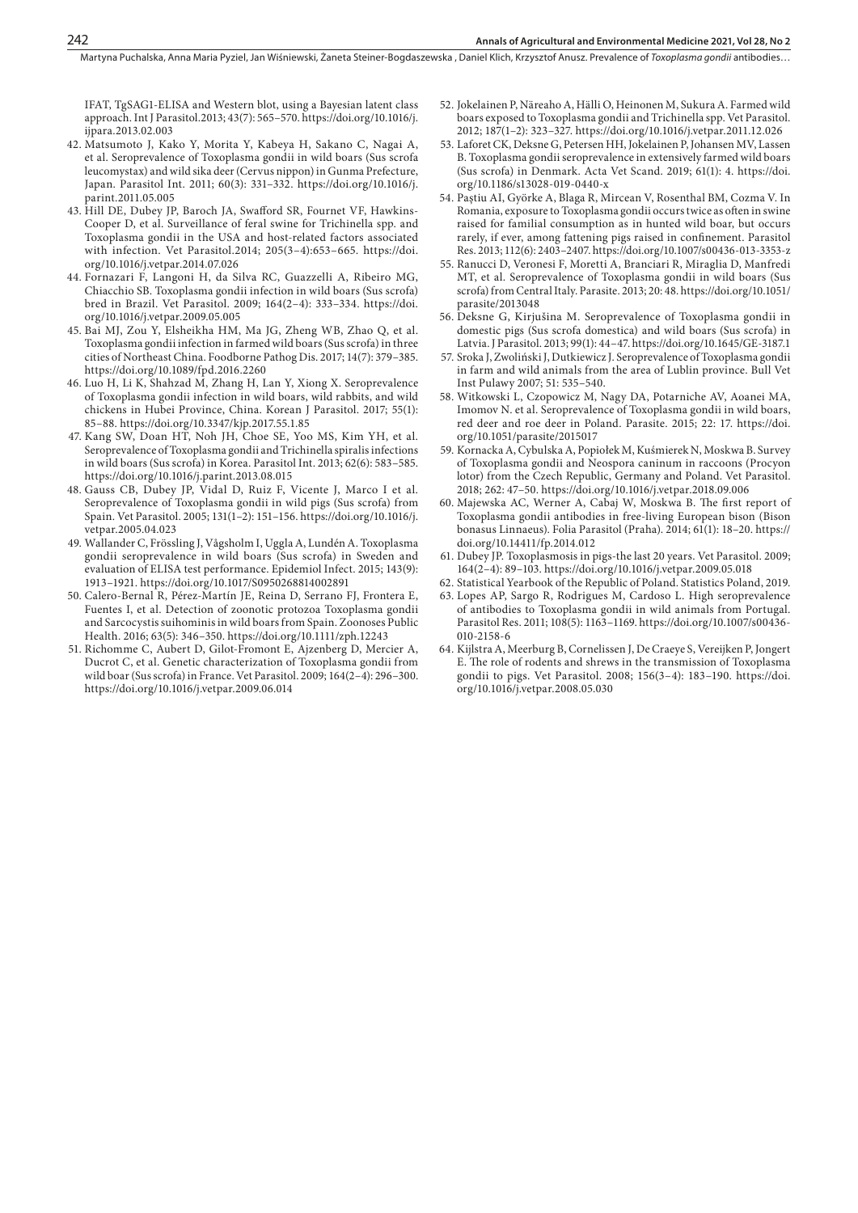IFAT, TgSAG1-ELISA and Western blot, using a Bayesian latent class approach. Int J Parasitol.2013; 43(7): 565–570. https://doi.org/10.1016/j.ijpara.2013.02.003

42. Matsumoto J, Kako Y, Morita Y, Kabeya H, Sakano C, Nagai A, et al. Seroprevalence of Toxoplasma gondii in wild boars (Sus scrofa leucomystax) and wild sika deer (Cervus nippon) in Gunma Prefecture, Japan. Parasitol Int. 2011; 60(3): 331–332. https://doi.org/10.1016/j.parint.2011.05.005
43. Hill DE, Dubey JP, Baroch JA, Swafford SR, Fournet VF, Hawkins-Cooper D, et al. Surveillance of feral swine for Trichinella spp. and Toxoplasma gondii in the USA and host-related factors associated with infection. Vet Parasitol.2014; 205(3–4):653–665. https://doi.org/10.1016/j.vetpar.2014.07.026
44. Fornazari F, Langoni H, da Silva RC, Guazzelli A, Ribeiro MG, Chiacchio SB. Toxoplasma gondii infection in wild boars (Sus scrofa) bred in Brazil. Vet Parasitol. 2009; 164(2–4): 333–334. https://doi.org/10.1016/j.vetpar.2009.05.005
45. Bai MJ, Zou Y, Elsheikha HM, Ma JG, Zheng WB, Zhao Q, et al. Toxoplasma gondii infection in farmed wild boars (Sus scrofa) in three cities of Northeast China. Foodborne Pathog Dis. 2017; 14(7): 379–385. https://doi.org/10.1089/fpd.2016.2260
46. Luo H, Li K, Shahzad M, Zhang H, Lan Y, Xiong X. Seroprevalence of Toxoplasma gondii infection in wild boars, wild rabbits, and wild chickens in Hubei Province, China. Korean J Parasitol. 2017; 55(1): 85–88. https://doi.org/10.3347/kjp.2017.55.1.85
47. Kang SW, Doan HT, Noh JH, Choe SE, Yoo MS, Kim YH, et al. Seroprevalence of Toxoplasma gondii and Trichinella spiralis infections in wild boars (Sus scrofa) in Korea. Parasitol Int. 2013; 62(6): 583–585. https://doi.org/10.1016/j.parint.2013.08.015
48. Gauss CB, Dubey JP, Vidal D, Ruiz F, Vicente J, Marco I et al. Seroprevalence of Toxoplasma gondii in wild pigs (Sus scrofa) from Spain. Vet Parasitol. 2005; 131(1–2): 151–156. https://doi.org/10.1016/j.vetpar.2005.04.023
49. Wallander C, Frössling J, Vågsholm I, Uggla A, Lundén A. Toxoplasma gondii seroprevalence in wild boars (Sus scrofa) in Sweden and evaluation of ELISA test performance. Epidemiol Infect. 2015; 143(9): 1913–1921. https://doi.org/10.1017/S0950268814002891
50. Calero-Bernal R, Pérez-Martín JE, Reina D, Serrano FJ, Frontera E, Fuentes I, et al. Detection of zoonotic protozoa Toxoplasma gondii and Sarcocystis suihominis in wild boars from Spain. Zoonoses Public Health. 2016; 63(5): 346–350. https://doi.org/10.1111/zph.12243
51. Richomme C, Aubert D, Gilot-Fromont E, Ajzenberg D, Mercier A, Ducrot C, et al. Genetic characterization of Toxoplasma gondii from wild boar (Sus scrofa) in France. Vet Parasitol. 2009; 164(2–4): 296–300. https://doi.org/10.1016/j.vetpar.2009.06.014
52. Jokelainen P, Näreaho A, Hälli O, Heinonen M, Sukura A. Farmed wild boars exposed to Toxoplasma gondii and Trichinella spp. Vet Parasitol. 2012; 187(1–2): 323–327. https://doi.org/10.1016/j.vetpar.2011.12.026
53. Laforet CK, Deksne G, Petersen HH, Jokelainen P, Johansen MV, Lassen B. Toxoplasma gondii seroprevalence in extensively farmed wild boars (Sus scrofa) in Denmark. Acta Vet Scand. 2019; 61(1): 4. https://doi.org/10.1186/s13028-019-0440-x
54. Paştiu AI, Györke A, Blaga R, Mircean V, Rosenthal BM, Cozma V. In Romania, exposure to Toxoplasma gondii occurs twice as often in swine raised for familial consumption as in hunted wild boar, but occurs rarely, if ever, among fattening pigs raised in confinement. Parasitol Res. 2013; 112(6): 2403–2407. https://doi.org/10.1007/s00436-013-3353-z
55. Ranucci D, Veronesi F, Moretti A, Branciari R, Miraglia D, Manfredi MT, et al. Seroprevalence of Toxoplasma gondii in wild boars (Sus scrofa) from Central Italy. Parasite. 2013; 20: 48. https://doi.org/10.1051/parasite/2013048
56. Deksne G, Kirjušina M. Seroprevalence of Toxoplasma gondii in domestic pigs (Sus scrofa domestica) and wild boars (Sus scrofa) in Latvia. J Parasitol. 2013; 99(1): 44–47. https://doi.org/10.1645/GE-3187.1
57. Sroka J, Zwoliński J, Dutkiewicz J. Seroprevalence of Toxoplasma gondii in farm and wild animals from the area of Lublin province. Bull Vet Inst Pulawy 2007; 51: 535–540.
58. Witkowski L, Czopowicz M, Nagy DA, Potarniche AV, Aoanei MA, Imomov N. et al. Seroprevalence of Toxoplasma gondii in wild boars, red deer and roe deer in Poland. Parasite. 2015; 22: 17. https://doi.org/10.1051/parasite/2015017
59. Kornacka A, Cybulska A, Popiołek M, Kuśmierek N, Moskwa B. Survey of Toxoplasma gondii and Neospora caninum in raccoons (Procyon lotor) from the Czech Republic, Germany and Poland. Vet Parasitol. 2018; 262: 47–50. https://doi.org/10.1016/j.vetpar.2018.09.006
60. Majewska AC, Werner A, Cabaj W, Moskwa B. The first report of Toxoplasma gondii antibodies in free-living European bison (Bison bonasus Linnaeus). Folia Parasitol (Praha). 2014; 61(1): 18–20. https://doi.org/10.14411/fp.2014.012
61. Dubey JP. Toxoplasmosis in pigs-the last 20 years. Vet Parasitol. 2009; 164(2–4): 89–103. https://doi.org/10.1016/j.vetpar.2009.05.018
62. Statistical Yearbook of the Republic of Poland. Statistics Poland, 2019.
63. Lopes AP, Sargo R, Rodrigues M, Cardoso L. High seroprevalence of antibodies to Toxoplasma gondii in wild animals from Portugal. Parasitol Res. 2011; 108(5): 1163–1169. https://doi.org/10.1007/s00436-010-2158-6
64. Kijlstra A, Meerburg B, Cornelissen J, De Craeye S, Vereijken P, Jongert E. The role of rodents and shrews in the transmission of Toxoplasma gondii to pigs. Vet Parasitol. 2008; 156(3–4): 183–190. https://doi.org/10.1016/j.vetpar.2008.05.030